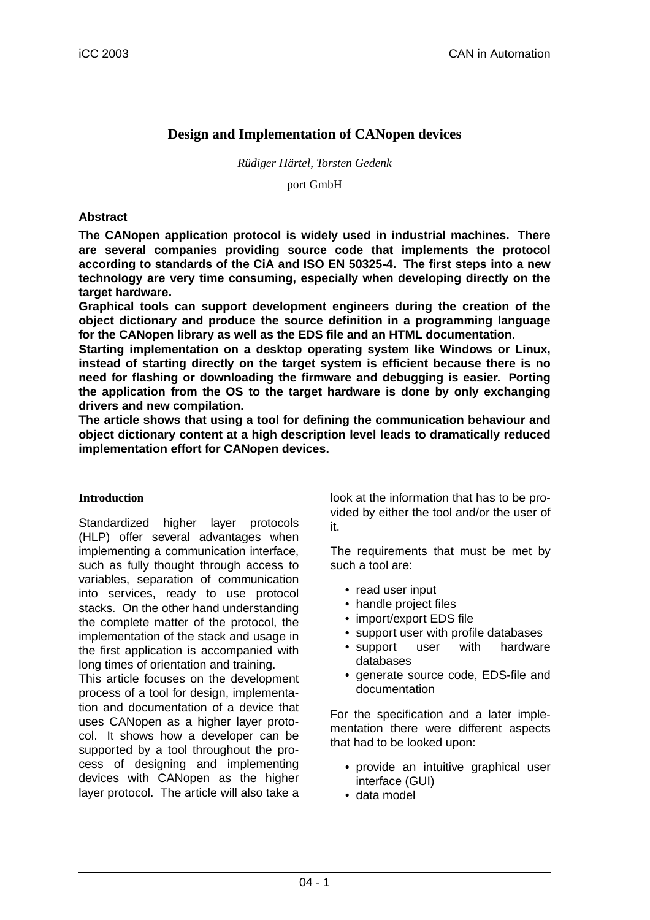# Design and Implementation of CANopen devices

*Rüdiger Härtel, Torsten Gedenk*

port GmbH

**Abstract**

**The CANopen application protocol is widely used in industrial machines. There are several companies providing source code that implements the protocol according to standards of the CiA and ISO EN 50325-4. The first steps into a new technology are very time consuming, especially when developing directly on the target hardware.**

**Graphical tools can support development engineers during the creation of the object dictionary and produce the source definition in a programming language for the CANopen library as well as the EDS file and an HTML documentation.**

**Starting implementation on a desktop operating system like Windows or Linux, instead of starting directly on the target system is efficient because there is no need for flashing or downloading the firmware and debugging is easier. Porting the application from the OS to the target hardware is done by only exchanging drivers and new compilation.**

**The article shows that using a tool for defining the communication behaviour and object dictionary content at a high description level leads to dramatically reduced implementation effort for CANopen devices.**

## Introduction

Standardized higher layer protocols (HLP) offer several advantages when implementing a communication interface, such as fully thought through access to variables, separation of communication into services, ready to use protocol stacks. On the other hand understanding the complete matter of the protocol, the implementation of the stack and usage in the first application is accompanied with long times of orientation and training.

This article focuses on the development process of a tool for design, implementation and documentation of a device that uses CANopen as a higher layer protocol. It shows how a developer can be supported by a tool throughout the process of designing and implementing devices with CANopen as the higher layer protocol. The article will also take a look at the information that has to be provided by either the tool and/or the user of it.

The requirements that must be met by such a tool are:

- read user input
- handle project files
- import/export EDS file
- support user with profile databases
- support user with hardware databases
- generate source code, EDS-file and documentation

For the specification and a later implementation there were different aspects that had to be looked upon:

- provide an intuitive graphical user interface (GUI)
- data model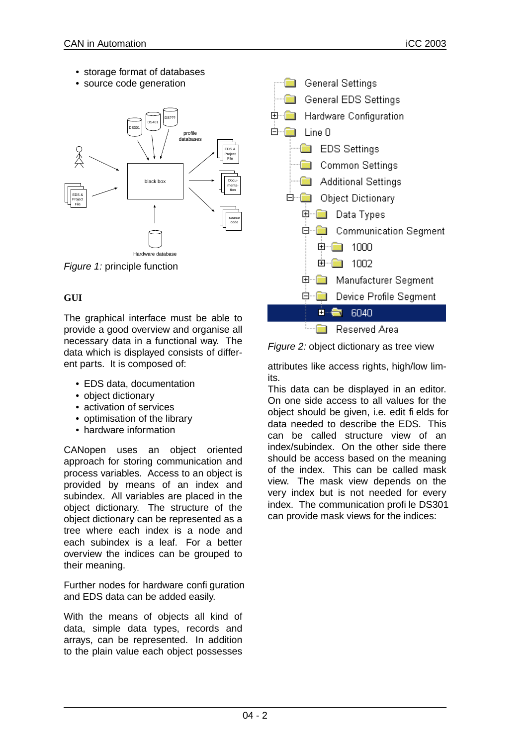- storage format of databases
- source code generation

*Figure 1:* principle function

## GUI

The graphical interface must be able to provide a good overview and organise all necessary data in a functional way. The data which is displayed consists of different parts. It is composed of:

- EDS data, documentation
- object dictionary
- activation of services
- optimisation of the library
- hardware information

CANopen uses an object oriented approach for storing communication and process variables. Access to an object is provided by means of an index and subindex. All variables are placed in the object dictionary. The structure of the object dictionary can be represented as a tree where each index is a node and each subindex is a leaf. For a better overview the indices can be grouped to their meaning.

Further nodes for hardware configuration and EDS data can be added easily.

With the means of objects all kind of data, simple data types, records and arrays, can be represented. In addition to the plain value each object possesses attributes like access rights, high/low limits.

*Figure 2:* object dictionary as tree view

This data can be displayed in an editor. On one side access to all values for the object should be given, i.e. edit fields for data needed to describe the EDS. This can be called structure view of an index/subindex. On the other side there should be access based on the meaning of the index. This can be called mask view. The mask view depends on the very index but is not needed for every index. The communication profile DS301 can provide mask views for the indices: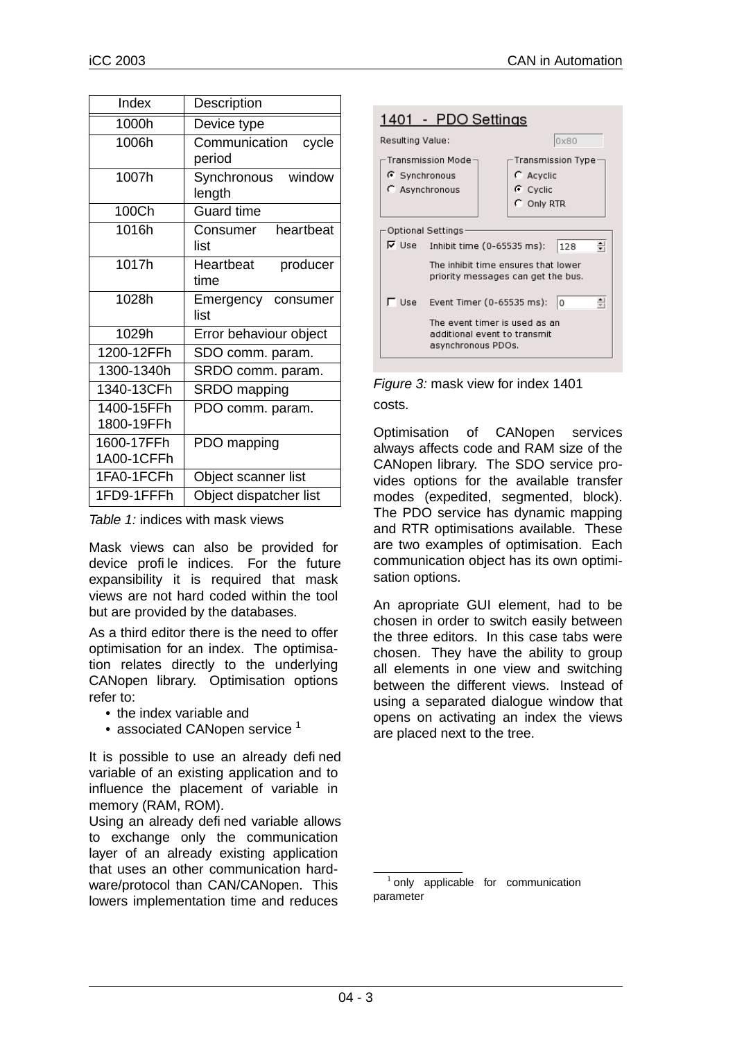| Index | Description |
|---|---|
| 1000h | Device type |
| 1006h | Communication cycle period |
| 1007h | Synchronous window length |
| 100Ch | Guard time |
| 1016h | Consumer heartbeat list |
| 1017h | Heartbeat producer time |
| 1028h | Emergency consumer list |
| 1029h | Error behaviour object |
| 1200-12FFh | SDO comm. param. |
| 1300-1340h | SRDO comm. param. |
| 1340-13CFh | SRDO mapping |
| 1400-15FFh 1800-19FFh | PDO comm. param. |
| 1600-17FFh 1A00-1CFFh | PDO mapping |
| 1FA0-1FCFh | Object scanner list |
| 1FD9-1FFFh | Object dispatcher list |

*Table 1:* indices with mask views

Mask views can also be provided for device profile indices. For the future expansibility it is required that mask views are not hard coded within the tool but are provided by the databases.

As a third editor there is the need to offer optimisation for an index. The optimisation relates directly to the underlying CANopen library. Optimisation options refer to:

- the index variable and
- associated CANopen service [1]

It is possible to use an already defined variable of an existing application and to influence the placement of variable in memory (RAM, ROM).

Using an already defined variable allows to exchange only the communication layer of an already existing application that uses an other communication hardware/protocol than CAN/CANopen. This lowers implementation time and reduces costs.

*Figure 3:* mask view for index 1401

Optimisation of CANopen services always affects code and RAM size of the CANopen library. The SDO service provides options for the available transfer modes (expedited, segmented, block). The PDO service has dynamic mapping and RTR optimisations available. These are two examples of optimisation. Each communication object has its own optimisation options.

An apropriate GUI element, had to be chosen in order to switch easily between the three editors. In this case tabs were chosen. They have the ability to group all elements in one view and switching between the different views. Instead of using a separated dialogue window that opens on activating an index the views are placed next to the tree.

[1] only applicable for communication parameter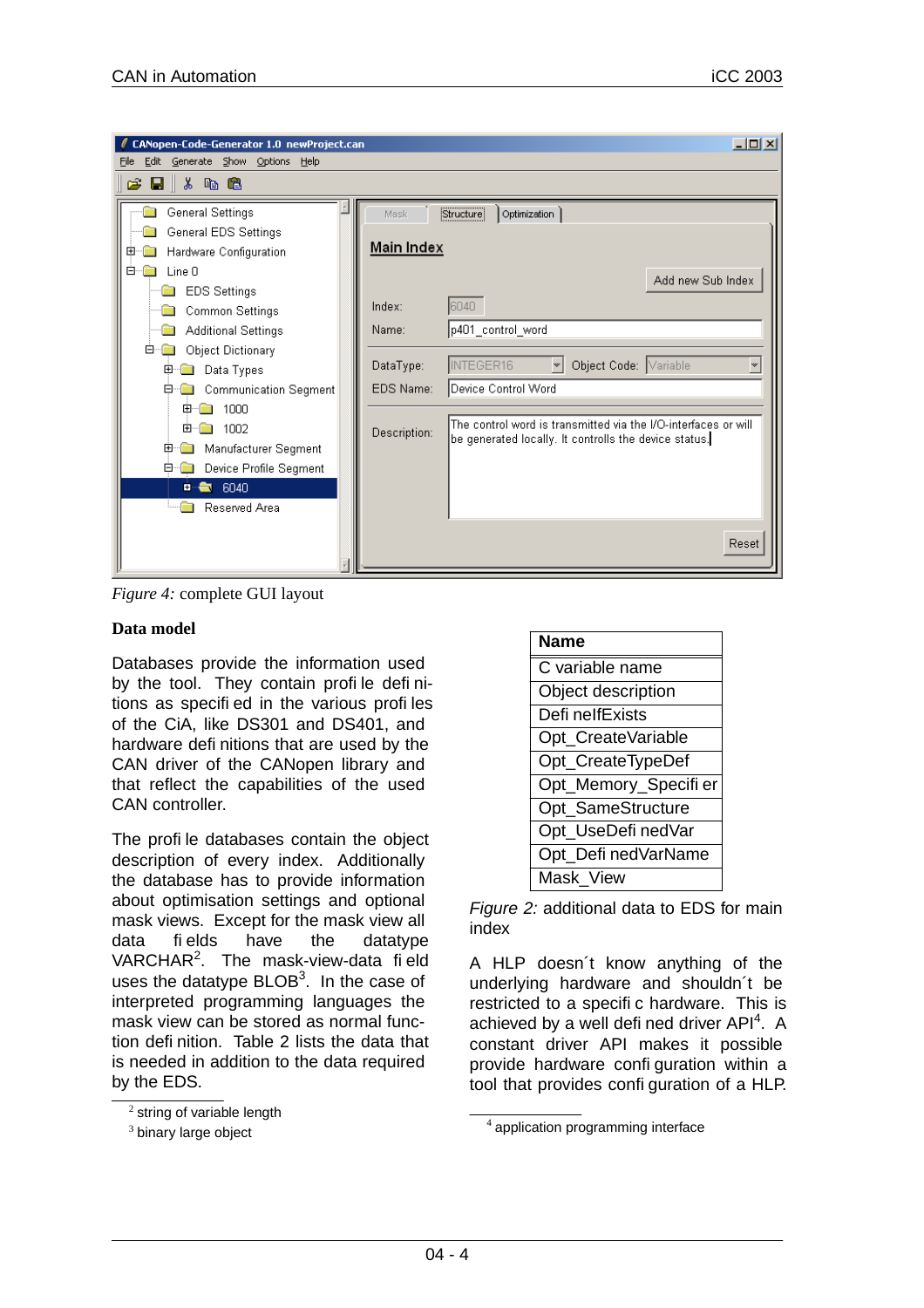*Figure 4:* complete GUI layout

**Data model**

Databases provide the information used by the tool. They contain profile definitions as specified in the various profiles of the CiA, like DS301 and DS401, and hardware definitions that are used by the CAN driver of the CANopen library and that reflect the capabilities of the used CAN controller.

The profile databases contain the object description of every index. Additionally the database has to provide information about optimisation settings and optional mask views. Except for the mask view all data fields have the datatype VARCHAR[2]. The mask-view-data field uses the datatype BLOB[3]. In the case of interpreted programming languages the mask view can be stored as normal function definition. Table 2 lists the data that is needed in addition to the data required by the EDS.

[2] string of variable length

[3] binary large object

| Name |
|---|
| C variable name |
| Object description |
| DefineIfExists |
| Opt_CreateVariable |
| Opt_CreateTypeDef |
| Opt_Memory_Specifier |
| Opt_SameStructure |
| Opt_UseDefinedVar |
| Opt_DefinedVarName |
| Mask_View |

*Figure 2:* additional data to EDS for main index

A HLP doesn´t know anything of the underlying hardware and shouldn´t be restricted to a specific hardware. This is achieved by a well defined driver API[4]. A constant driver API makes it possible provide hardware configuration within a tool that provides configuration of a HLP.

[4] application programming interface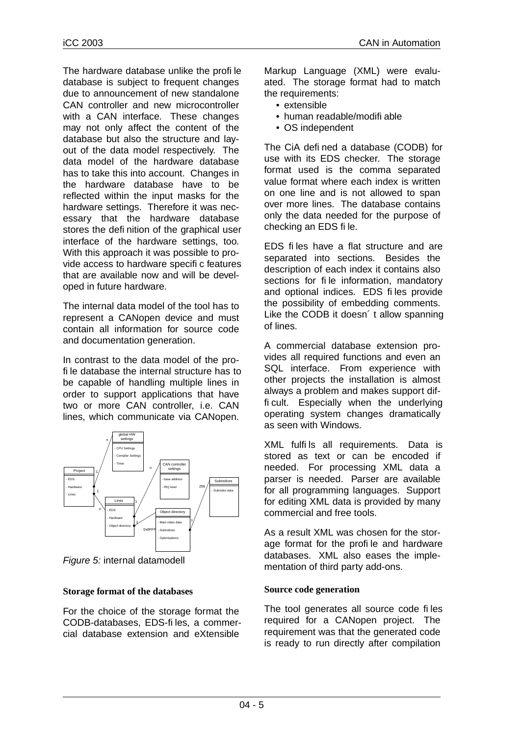The hardware database unlike the profile database is subject to frequent changes due to announcement of new standalone CAN controller and new microcontroller with a CAN interface. These changes may not only affect the content of the database but also the structure and layout of the data model respectively. The data model of the hardware database has to take this into account. Changes in the hardware database have to be reflected within the input masks for the hardware settings. Therefore it was necessary that the hardware database stores the definition of the graphical user interface of the hardware settings, too. With this approach it was possible to provide access to hardware specific features that are available now and will be developed in future hardware.

The internal data model of the tool has to represent a CANopen device and must contain all information for source code and documentation generation.

In contrast to the data model of the profile database the internal structure has to be capable of handling multiple lines in order to support applications that have two or more CAN controller, i.e. CAN lines, which communicate via CANopen.

*Figure 5:* internal datamodell

## Storage format of the databases

For the choice of the storage format the CODB-databases, EDS-files, a commercial database extension and eXtensible Markup Language (XML) were evaluated. The storage format had to match the requirements:

- extensible
- human readable/modifiable
- OS independent

The CiA defined a database (CODB) for use with its EDS checker. The storage format used is the comma separated value format where each index is written on one line and is not allowed to span over more lines. The database contains only the data needed for the purpose of checking an EDS file.

EDS files have a flat structure and are separated into sections. Besides the description of each index it contains also sections for file information, mandatory and optional indices. EDS files provide the possibility of embedding comments. Like the CODB it doesn´t allow spanning of lines.

A commercial database extension provides all required functions and even an SQL interface. From experience with other projects the installation is almost always a problem and makes support difficult. Especially when the underlying operating system changes dramatically as seen with Windows.

XML fulfils all requirements. Data is stored as text or can be encoded if needed. For processing XML data a parser is needed. Parser are available for all programming languages. Support for editing XML data is provided by many commercial and free tools.

As a result XML was chosen for the storage format for the profile and hardware databases. XML also eases the implementation of third party add-ons.

## Source code generation

The tool generates all source code files required for a CANopen project. The requirement was that the generated code is ready to run directly after compilation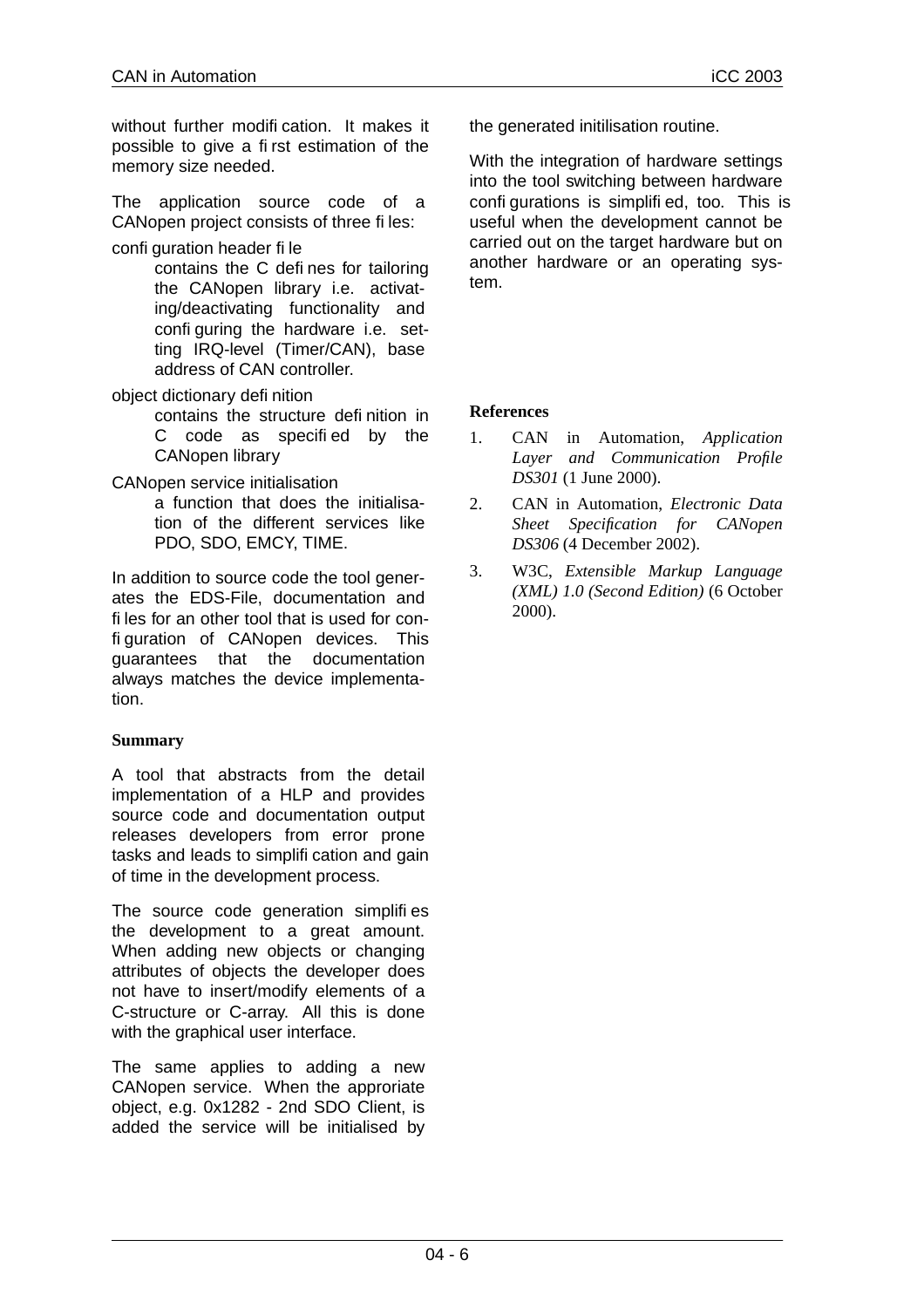without further modification. It makes it possible to give a first estimation of the memory size needed.

The application source code of a CANopen project consists of three files:

configuration header file
: contains the C defines for tailoring the CANopen library i.e. activating/deactivating functionality and configuring the hardware i.e. setting IRQ-level (Timer/CAN), base address of CAN controller.

object dictionary definition
: contains the structure definition in C code as specified by the CANopen library

CANopen service initialisation
: a function that does the initialisation of the different services like PDO, SDO, EMCY, TIME.

In addition to source code the tool generates the EDS-File, documentation and files for an other tool that is used for configuration of CANopen devices. This guarantees that the documentation always matches the device implementation.

## Summary

A tool that abstracts from the detail implementation of a HLP and provides source code and documentation output releases developers from error prone tasks and leads to simplification and gain of time in the development process.

The source code generation simplifies the development to a great amount. When adding new objects or changing attributes of objects the developer does not have to insert/modify elements of a C-structure or C-array. All this is done with the graphical user interface.

The same applies to adding a new CANopen service. When the approriate object, e.g. 0x1282 - 2nd SDO Client, is added the service will be initialised by the generated initilisation routine.

With the integration of hardware settings into the tool switching between hardware configurations is simplified, too. This is useful when the development cannot be carried out on the target hardware but on another hardware or an operating system.

## References

1. CAN in Automation, *Application Layer and Communication Profile DS301* (1 June 2000).
2. CAN in Automation, *Electronic Data Sheet Specification for CANopen DS306* (4 December 2002).
3. W3C, *Extensible Markup Language (XML) 1.0 (Second Edition)* (6 October 2000).